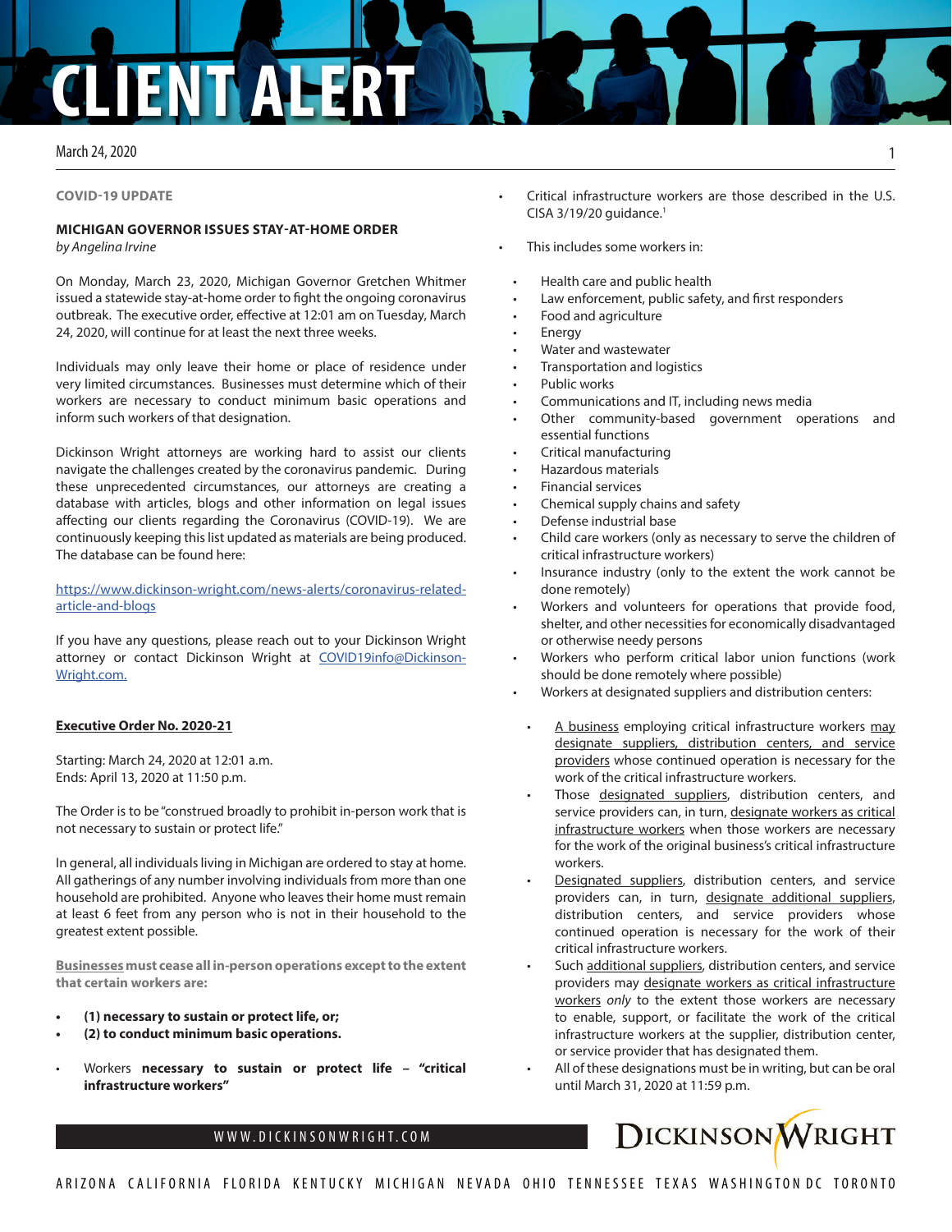# CLIENT ALERT

March 24, 2020

**COVID-19 UPDATE**

## MICHIGAN GOVERNOR ISSUES STAY-AT-HOME ORDER

*by Angelina Irvine*

On Monday, March 23, 2020, Michigan Governor Gretchen Whitmer issued a statewide stay-at-home order to fight the ongoing coronavirus outbreak. The executive order, effective at 12:01 am on Tuesday, March 24, 2020, will continue for at least the next three weeks.

Individuals may only leave their home or place of residence under very limited circumstances. Businesses must determine which of their workers are necessary to conduct minimum basic operations and inform such workers of that designation.

Dickinson Wright attorneys are working hard to assist our clients navigate the challenges created by the coronavirus pandemic. During these unprecedented circumstances, our attorneys are creating a database with articles, blogs and other information on legal issues affecting our clients regarding the Coronavirus (COVID-19). We are continuously keeping this list updated as materials are being produced. The database can be found here:

https://www.dickinson-wright.com/news-alerts/coronavirus-related-article-and-blogs

If you have any questions, please reach out to your Dickinson Wright attorney or contact Dickinson Wright at COVID19info@Dickinson-Wright.com.

**Executive Order No. 2020-21**

Starting: March 24, 2020 at 12:01 a.m.
Ends: April 13, 2020 at 11:50 p.m.

The Order is to be "construed broadly to prohibit in-person work that is not necessary to sustain or protect life."

In general, all individuals living in Michigan are ordered to stay at home. All gatherings of any number involving individuals from more than one household are prohibited. Anyone who leaves their home must remain at least 6 feet from any person who is not in their household to the greatest extent possible.

**Businesses must cease all in-person operations except to the extent that certain workers are:**

- **(1) necessary to sustain or protect life, or;**
- **(2) to conduct minimum basic operations.**

- Workers **necessary to sustain or protect life – "critical infrastructure workers"**
- Critical infrastructure workers are those described in the U.S. CISA 3/19/20 guidance.[1]
- This includes some workers in:
  - Health care and public health
  - Law enforcement, public safety, and first responders
  - Food and agriculture
  - Energy
  - Water and wastewater
  - Transportation and logistics
  - Public works
  - Communications and IT, including news media
  - Other community-based government operations and essential functions
  - Critical manufacturing
  - Hazardous materials
  - Financial services
  - Chemical supply chains and safety
  - Defense industrial base
  - Child care workers (only as necessary to serve the children of critical infrastructure workers)
  - Insurance industry (only to the extent the work cannot be done remotely)
  - Workers and volunteers for operations that provide food, shelter, and other necessities for economically disadvantaged or otherwise needy persons
  - Workers who perform critical labor union functions (work should be done remotely where possible)
  - Workers at designated suppliers and distribution centers:
    - A business employing critical infrastructure workers may designate suppliers, distribution centers, and service providers whose continued operation is necessary for the work of the critical infrastructure workers.
    - Those designated suppliers, distribution centers, and service providers can, in turn, designate workers as critical infrastructure workers when those workers are necessary for the work of the original business's critical infrastructure workers.
    - Designated suppliers, distribution centers, and service providers can, in turn, designate additional suppliers, distribution centers, and service providers whose continued operation is necessary for the work of their critical infrastructure workers.
    - Such additional suppliers, distribution centers, and service providers may designate workers as critical infrastructure workers *only* to the extent those workers are necessary to enable, support, or facilitate the work of the critical infrastructure workers at the supplier, distribution center, or service provider that has designated them.
    - All of these designations must be in writing, but can be oral until March 31, 2020 at 11:59 p.m.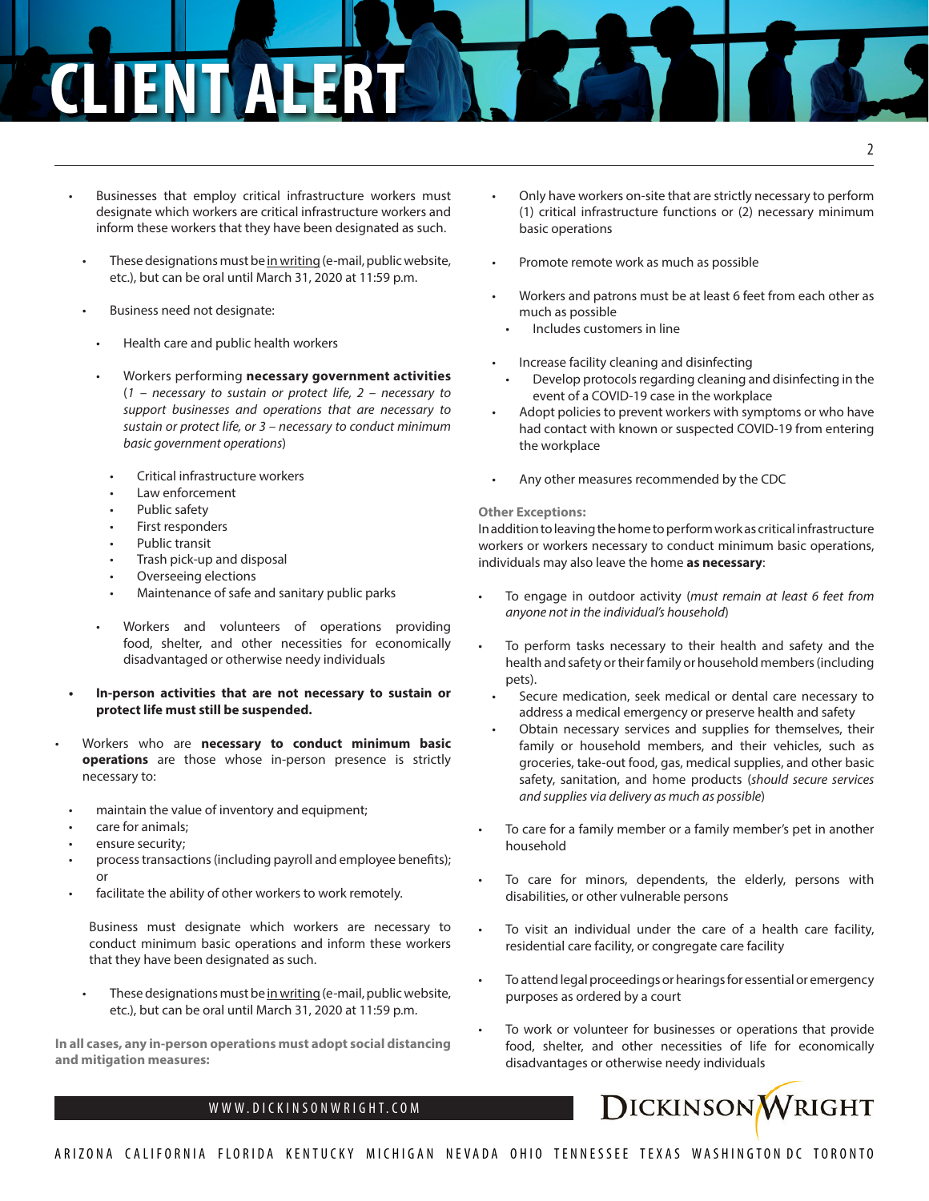- Businesses that employ critical infrastructure workers must designate which workers are critical infrastructure workers and inform these workers that they have been designated as such.
  - These designations must be <u>in writing</u> (e-mail, public website, etc.), but can be oral until March 31, 2020 at 11:59 p.m.
  - Business need not designate:
    - Health care and public health workers
    - Workers performing **necessary government activities** (*1 – necessary to sustain or protect life, 2 – necessary to support businesses and operations that are necessary to sustain or protect life, or 3 – necessary to conduct minimum basic government operations*)
      - Critical infrastructure workers
      - Law enforcement
      - Public safety
      - First responders
      - Public transit
      - Trash pick-up and disposal
      - Overseeing elections
      - Maintenance of safe and sanitary public parks
    - Workers and volunteers of operations providing food, shelter, and other necessities for economically disadvantaged or otherwise needy individuals
- **In-person activities that are not necessary to sustain or protect life must still be suspended.**

- Workers who are **necessary to conduct minimum basic operations** are those whose in-person presence is strictly necessary to:
  - maintain the value of inventory and equipment;
  - care for animals;
  - ensure security;
  - process transactions (including payroll and employee benefits); or
  - facilitate the ability of other workers to work remotely.

  Business must designate which workers are necessary to conduct minimum basic operations and inform these workers that they have been designated as such.

  - These designations must be <u>in writing</u> (e-mail, public website, etc.), but can be oral until March 31, 2020 at 11:59 p.m.

**In all cases, any in-person operations must adopt social distancing and mitigation measures:**

- Only have workers on-site that are strictly necessary to perform (1) critical infrastructure functions or (2) necessary minimum basic operations
- Promote remote work as much as possible
- Workers and patrons must be at least 6 feet from each other as much as possible
  - Includes customers in line
- Increase facility cleaning and disinfecting
  - Develop protocols regarding cleaning and disinfecting in the event of a COVID-19 case in the workplace
- Adopt policies to prevent workers with symptoms or who have had contact with known or suspected COVID-19 from entering the workplace
- Any other measures recommended by the CDC

**Other Exceptions:**

In addition to leaving the home to perform work as critical infrastructure workers or workers necessary to conduct minimum basic operations, individuals may also leave the home **as necessary**:

- To engage in outdoor activity (*must remain at least 6 feet from anyone not in the individual's household*)
- To perform tasks necessary to their health and safety and the health and safety or their family or household members (including pets).
  - Secure medication, seek medical or dental care necessary to address a medical emergency or preserve health and safety
  - Obtain necessary services and supplies for themselves, their family or household members, and their vehicles, such as groceries, take-out food, gas, medical supplies, and other basic safety, sanitation, and home products (*should secure services and supplies via delivery as much as possible*)
- To care for a family member or a family member's pet in another household
- To care for minors, dependents, the elderly, persons with disabilities, or other vulnerable persons
- To visit an individual under the care of a health care facility, residential care facility, or congregate care facility
- To attend legal proceedings or hearings for essential or emergency purposes as ordered by a court
- To work or volunteer for businesses or operations that provide food, shelter, and other necessities of life for economically disadvantages or otherwise needy individuals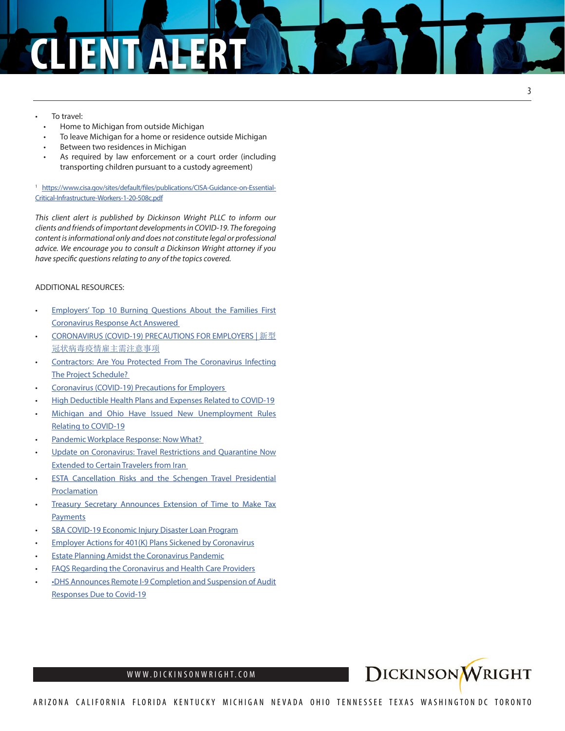- To travel:
  - Home to Michigan from outside Michigan
  - To leave Michigan for a home or residence outside Michigan
  - Between two residences in Michigan
  - As required by law enforcement or a court order (including transporting children pursuant to a custody agreement)

[1] https://www.cisa.gov/sites/default/files/publications/CISA-Guidance-on-Essential-Critical-Infrastructure-Workers-1-20-508c.pdf

*This client alert is published by Dickinson Wright PLLC to inform our clients and friends of important developments in COVID-19. The foregoing content is informational only and does not constitute legal or professional advice. We encourage you to consult a Dickinson Wright attorney if you have specific questions relating to any of the topics covered.*

ADDITIONAL RESOURCES:

- Employers' Top 10 Burning Questions About the Families First Coronavirus Response Act Answered
- CORONAVIRUS (COVID-19) PRECAUTIONS FOR EMPLOYERS | 新型冠状病毒疫情雇主需注意事项
- Contractors: Are You Protected From The Coronavirus Infecting The Project Schedule?
- Coronavirus (COVID-19) Precautions for Employers
- High Deductible Health Plans and Expenses Related to COVID-19
- Michigan and Ohio Have Issued New Unemployment Rules Relating to COVID-19
- Pandemic Workplace Response: Now What?
- Update on Coronavirus: Travel Restrictions and Quarantine Now Extended to Certain Travelers from Iran
- ESTA Cancellation Risks and the Schengen Travel Presidential Proclamation
- Treasury Secretary Announces Extension of Time to Make Tax Payments
- SBA COVID-19 Economic Injury Disaster Loan Program
- Employer Actions for 401(K) Plans Sickened by Coronavirus
- Estate Planning Amidst the Coronavirus Pandemic
- FAQS Regarding the Coronavirus and Health Care Providers
- •DHS Announces Remote I-9 Completion and Suspension of Audit Responses Due to Covid-19